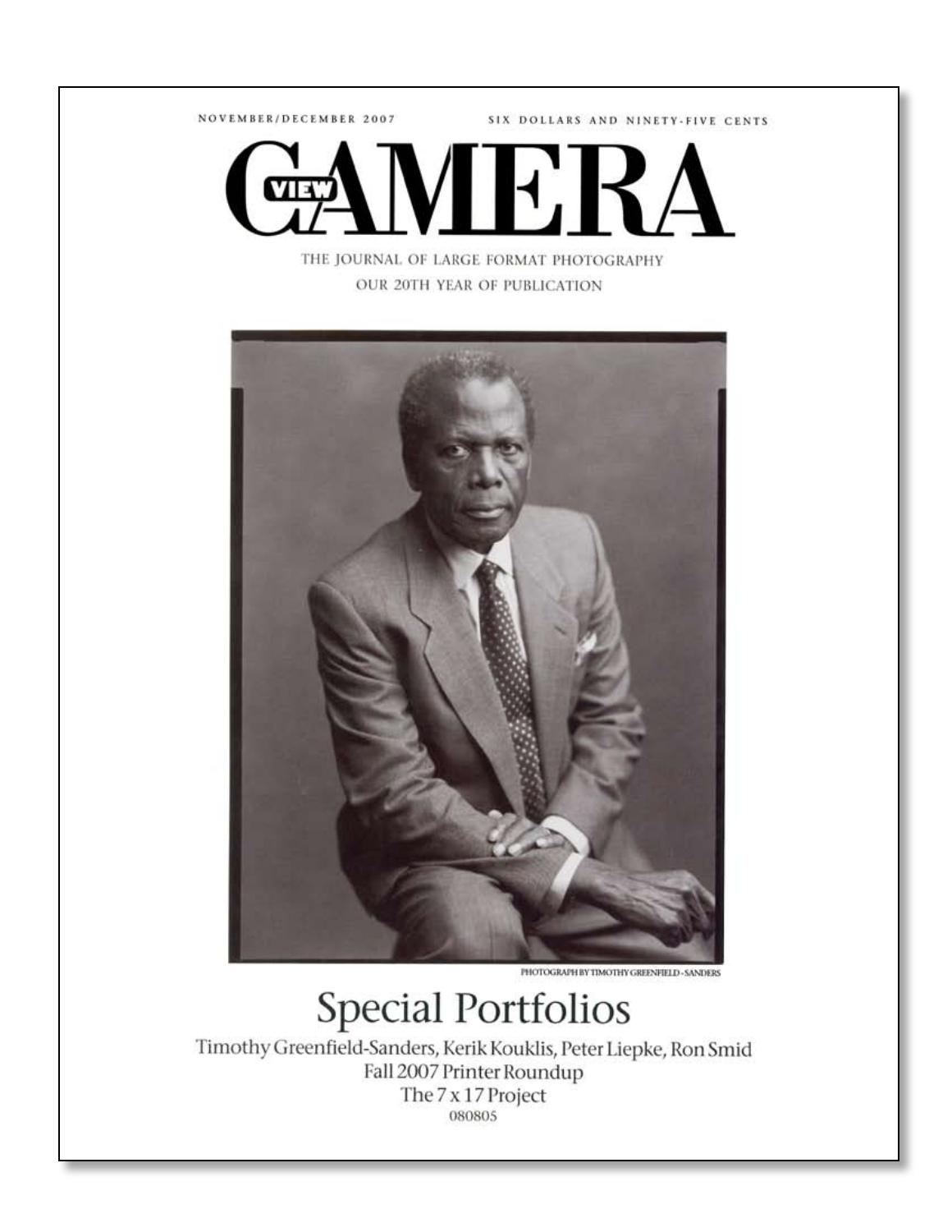NOVEMBER/DECEMBER 2007

SIX DOLLARS AND NINETY-FIVE CENTS

# VIEW CAMERA

THE JOURNAL OF LARGE FORMAT PHOTOGRAPHY

OUR 20TH YEAR OF PUBLICATION

PHOTOGRAPH BY TIMOTHY GREENFIELD-SANDERS

## Special Portfolios

Timothy Greenfield-Sanders, Kerik Kouklis, Peter Liepke, Ron Smid

Fall 2007 Printer Roundup

The 7 x 17 Project

080805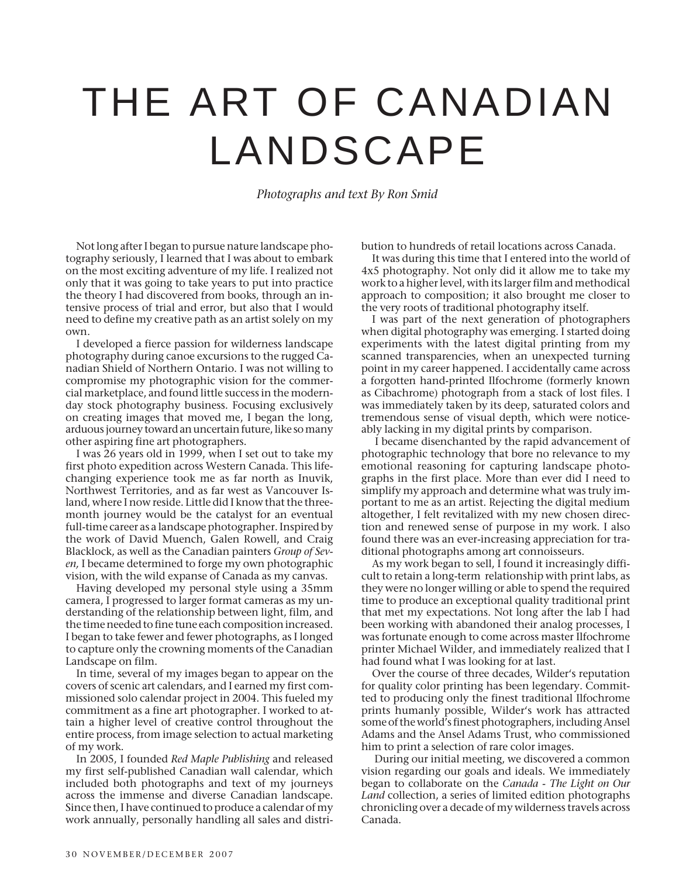# THE ART OF CANADIAN LANDSCAPE

*Photographs and text By Ron Smid*

Not long after I began to pursue nature landscape photography seriously, I learned that I was about to embark on the most exciting adventure of my life. I realized not only that it was going to take years to put into practice the theory I had discovered from books, through an intensive process of trial and error, but also that I would need to define my creative path as an artist solely on my own.

I developed a fierce passion for wilderness landscape photography during canoe excursions to the rugged Canadian Shield of Northern Ontario. I was not willing to compromise my photographic vision for the commercial marketplace, and found little success in the modern-day stock photography business. Focusing exclusively on creating images that moved me, I began the long, arduous journey toward an uncertain future, like so many other aspiring fine art photographers.

I was 26 years old in 1999, when I set out to take my first photo expedition across Western Canada. This life-changing experience took me as far north as Inuvik, Northwest Territories, and as far west as Vancouver Island, where I now reside. Little did I know that the three-month journey would be the catalyst for an eventual full-time career as a landscape photographer. Inspired by the work of David Muench, Galen Rowell, and Craig Blacklock, as well as the Canadian painters *Group of Seven,* I became determined to forge my own photographic vision, with the wild expanse of Canada as my canvas.

Having developed my personal style using a 35mm camera, I progressed to larger format cameras as my understanding of the relationship between light, film, and the time needed to fine tune each composition increased. I began to take fewer and fewer photographs, as I longed to capture only the crowning moments of the Canadian Landscape on film.

In time, several of my images began to appear on the covers of scenic art calendars, and I earned my first commissioned solo calendar project in 2004. This fueled my commitment as a fine art photographer. I worked to attain a higher level of creative control throughout the entire process, from image selection to actual marketing of my work.

In 2005, I founded *Red Maple Publishing* and released my first self-published Canadian wall calendar, which included both photographs and text of my journeys across the immense and diverse Canadian landscape. Since then, I have continued to produce a calendar of my work annually, personally handling all sales and distribution to hundreds of retail locations across Canada.

It was during this time that I entered into the world of 4x5 photography. Not only did it allow me to take my work to a higher level, with its larger film and methodical approach to composition; it also brought me closer to the very roots of traditional photography itself.

I was part of the next generation of photographers when digital photography was emerging. I started doing experiments with the latest digital printing from my scanned transparencies, when an unexpected turning point in my career happened. I accidentally came across a forgotten hand-printed Ilfochrome (formerly known as Cibachrome) photograph from a stack of lost files. I was immediately taken by its deep, saturated colors and tremendous sense of visual depth, which were noticeably lacking in my digital prints by comparison.

I became disenchanted by the rapid advancement of photographic technology that bore no relevance to my emotional reasoning for capturing landscape photographs in the first place. More than ever did I need to simplify my approach and determine what was truly important to me as an artist. Rejecting the digital medium altogether, I felt revitalized with my new chosen direction and renewed sense of purpose in my work. I also found there was an ever-increasing appreciation for traditional photographs among art connoisseurs.

As my work began to sell, I found it increasingly difficult to retain a long-term relationship with print labs, as they were no longer willing or able to spend the required time to produce an exceptional quality traditional print that met my expectations. Not long after the lab I had been working with abandoned their analog processes, I was fortunate enough to come across master Ilfochrome printer Michael Wilder, and immediately realized that I had found what I was looking for at last.

Over the course of three decades, Wilder's reputation for quality color printing has been legendary. Committed to producing only the finest traditional Ilfochrome prints humanly possible, Wilder's work has attracted some of the world's finest photographers, including Ansel Adams and the Ansel Adams Trust, who commissioned him to print a selection of rare color images.

During our initial meeting, we discovered a common vision regarding our goals and ideals. We immediately began to collaborate on the *Canada - The Light on Our Land* collection, a series of limited edition photographs chronicling over a decade of my wilderness travels across Canada.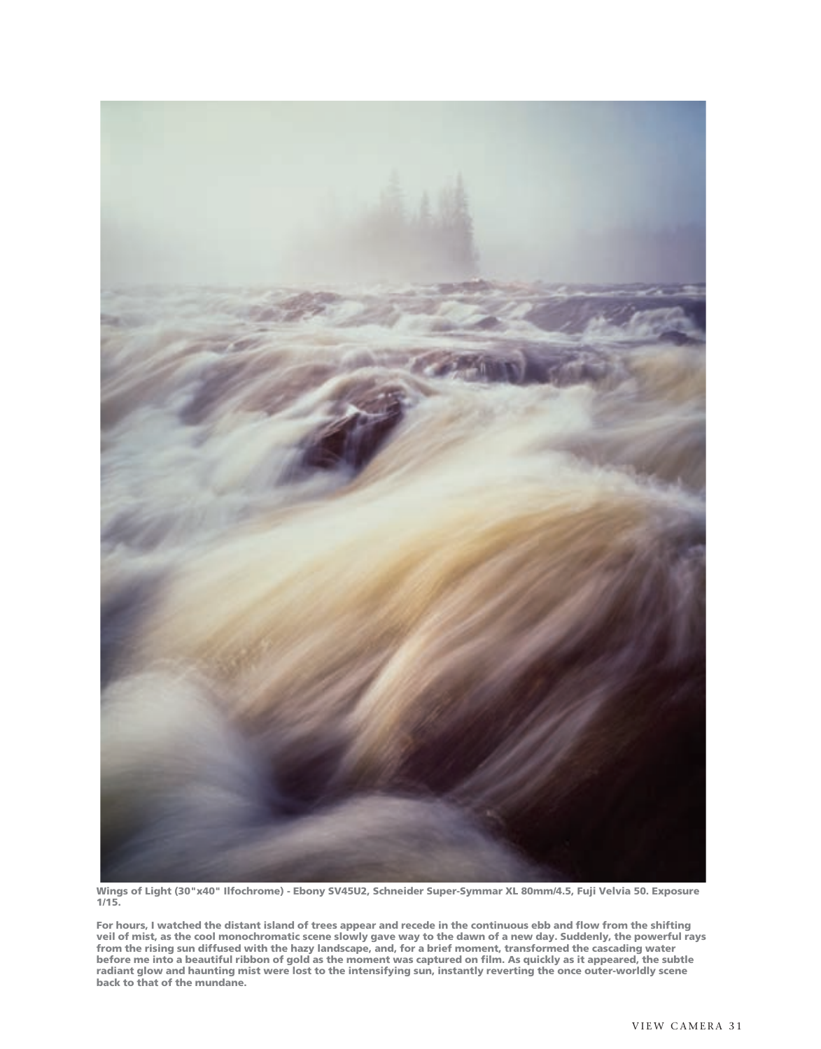**Wings of Light (30"x40" Ilfochrome) - Ebony SV45U2, Schneider Super-Symmar XL 80mm/4.5, Fuji Velvia 50. Exposure 1/15.**

**For hours, I watched the distant island of trees appear and recede in the continuous ebb and flow from the shifting veil of mist, as the cool monochromatic scene slowly gave way to the dawn of a new day. Suddenly, the powerful rays from the rising sun diffused with the hazy landscape, and, for a brief moment, transformed the cascading water before me into a beautiful ribbon of gold as the moment was captured on film. As quickly as it appeared, the subtle radiant glow and haunting mist were lost to the intensifying sun, instantly reverting the once outer-worldly scene back to that of the mundane.**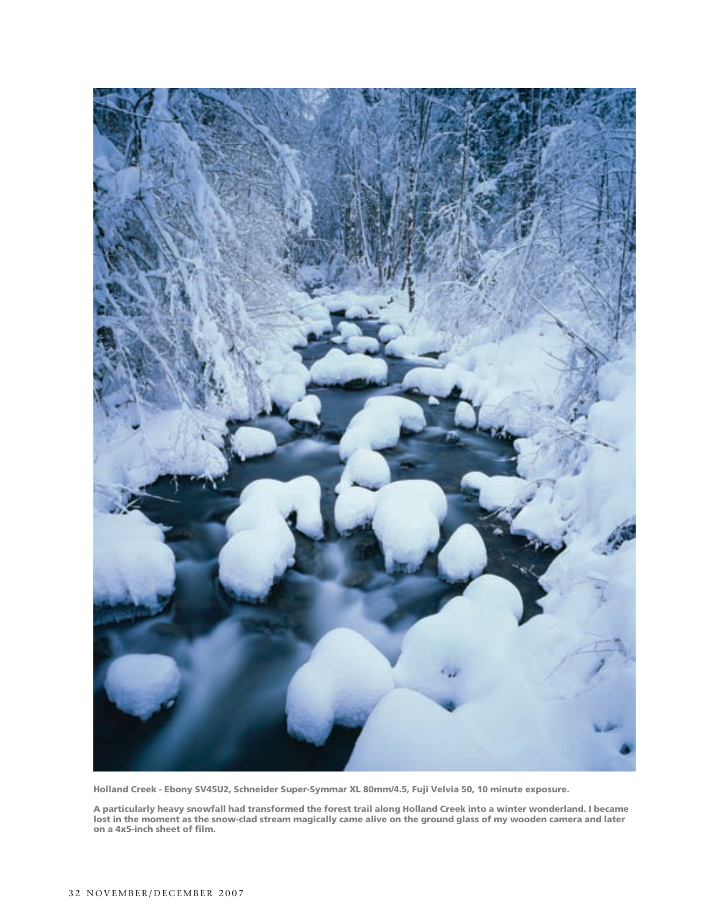**Holland Creek - Ebony SV45U2, Schneider Super-Symmar XL 80mm/4.5, Fuji Velvia 50, 10 minute exposure.**

**A particularly heavy snowfall had transformed the forest trail along Holland Creek into a winter wonderland. I became lost in the moment as the snow-clad stream magically came alive on the ground glass of my wooden camera and later on a 4x5-inch sheet of film.**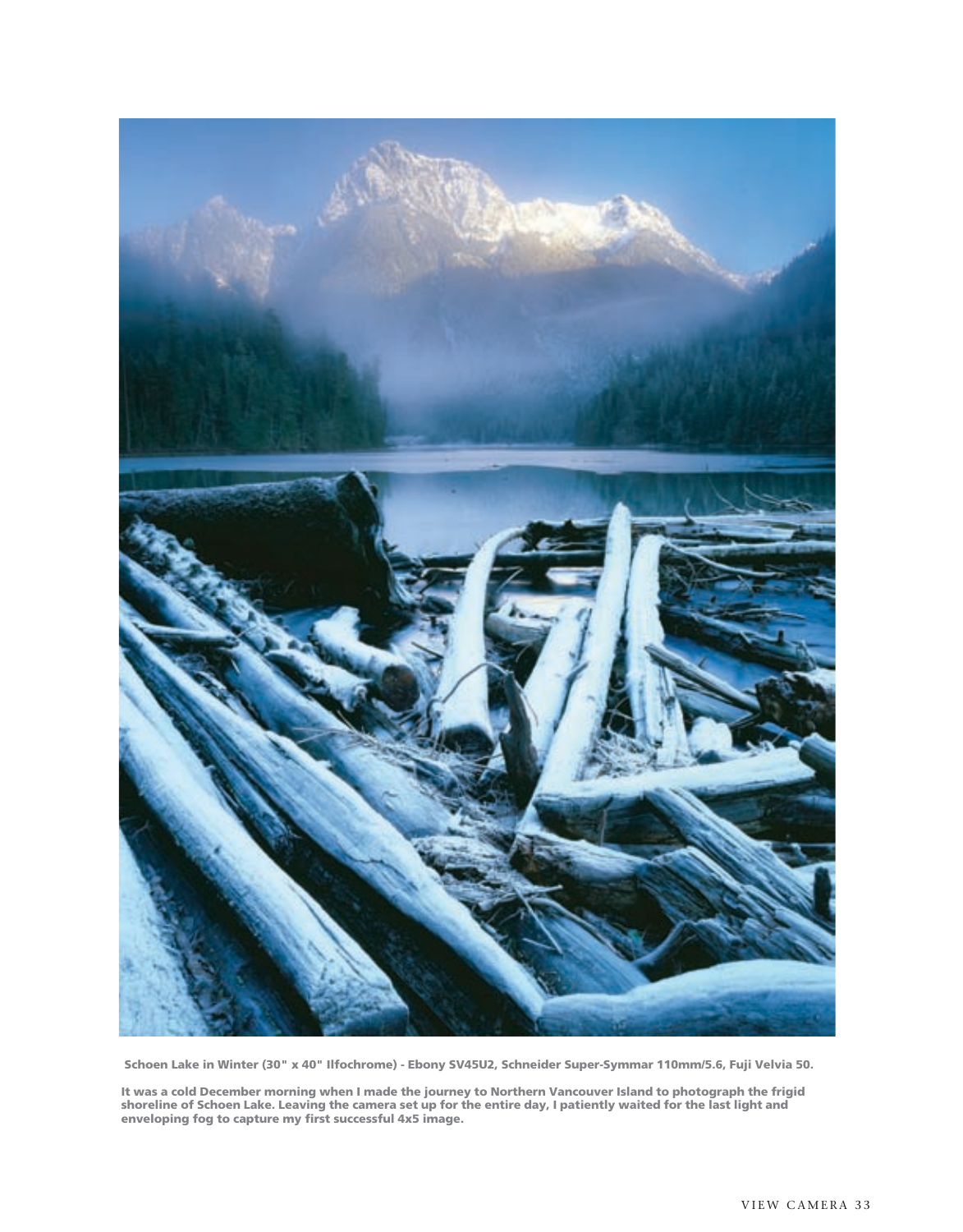**Schoen Lake in Winter (30" x 40" Ilfochrome) - Ebony SV45U2, Schneider Super-Symmar 110mm/5.6, Fuji Velvia 50.**

**It was a cold December morning when I made the journey to Northern Vancouver Island to photograph the frigid shoreline of Schoen Lake. Leaving the camera set up for the entire day, I patiently waited for the last light and enveloping fog to capture my first successful 4x5 image.**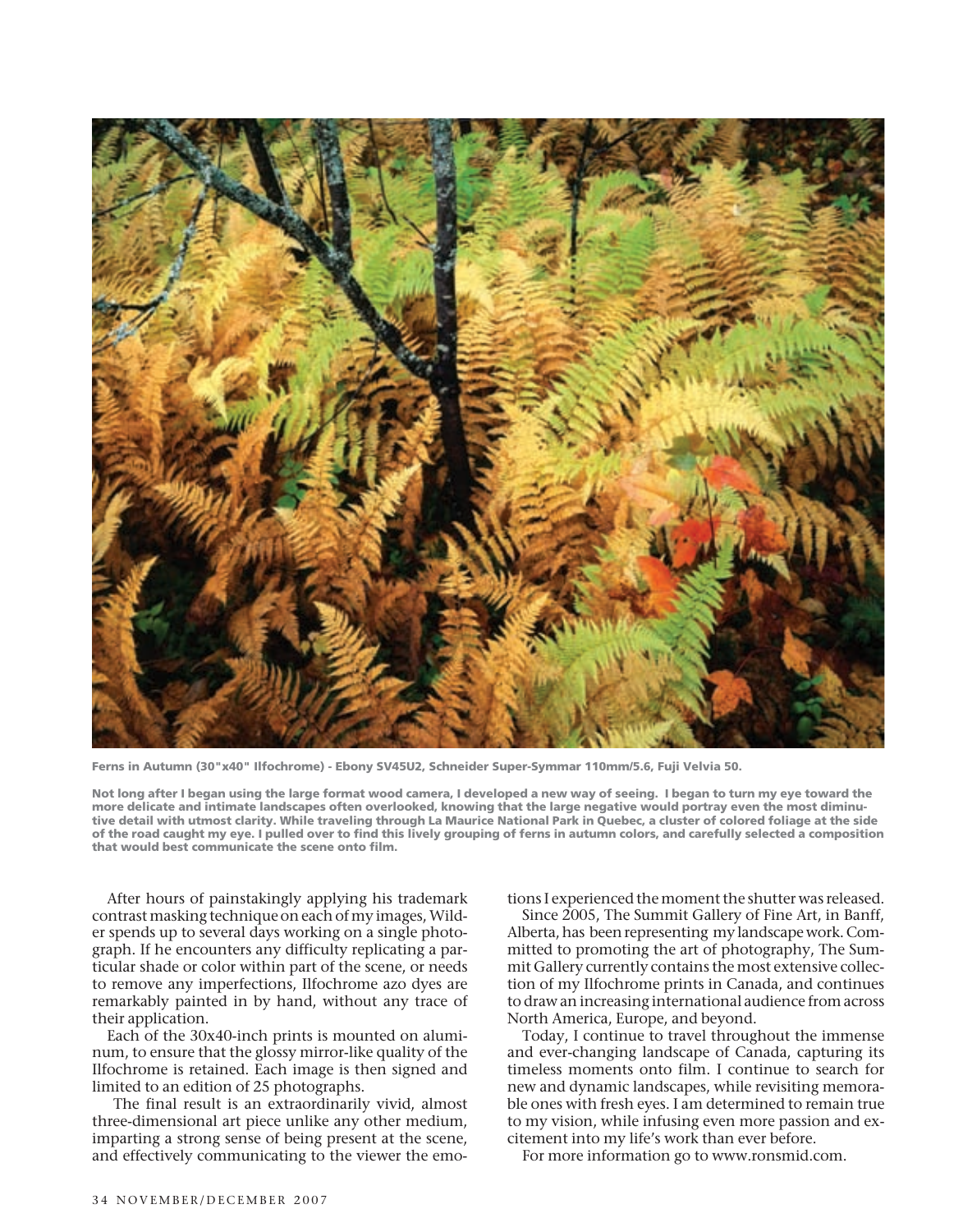**Ferns in Autumn (30"x40" Ilfochrome) - Ebony SV45U2, Schneider Super-Symmar 110mm/5.6, Fuji Velvia 50.**

**Not long after I began using the large format wood camera, I developed a new way of seeing. I began to turn my eye toward the more delicate and intimate landscapes often overlooked, knowing that the large negative would portray even the most diminutive detail with utmost clarity. While traveling through La Maurice National Park in Quebec, a cluster of colored foliage at the side of the road caught my eye. I pulled over to find this lively grouping of ferns in autumn colors, and carefully selected a composition that would best communicate the scene onto film.**

After hours of painstakingly applying his trademark contrast masking technique on each of my images, Wilder spends up to several days working on a single photograph. If he encounters any difficulty replicating a particular shade or color within part of the scene, or needs to remove any imperfections, Ilfochrome azo dyes are remarkably painted in by hand, without any trace of their application.

Each of the 30x40-inch prints is mounted on aluminum, to ensure that the glossy mirror-like quality of the Ilfochrome is retained. Each image is then signed and limited to an edition of 25 photographs.

The final result is an extraordinarily vivid, almost three-dimensional art piece unlike any other medium, imparting a strong sense of being present at the scene, and effectively communicating to the viewer the emotions I experienced the moment the shutter was released.

Since 2005, The Summit Gallery of Fine Art, in Banff, Alberta, has been representing my landscape work. Committed to promoting the art of photography, The Summit Gallery currently contains the most extensive collection of my Ilfochrome prints in Canada, and continues to draw an increasing international audience from across North America, Europe, and beyond.

Today, I continue to travel throughout the immense and ever-changing landscape of Canada, capturing its timeless moments onto film. I continue to search for new and dynamic landscapes, while revisiting memorable ones with fresh eyes. I am determined to remain true to my vision, while infusing even more passion and excitement into my life's work than ever before.

For more information go to www.ronsmid.com.